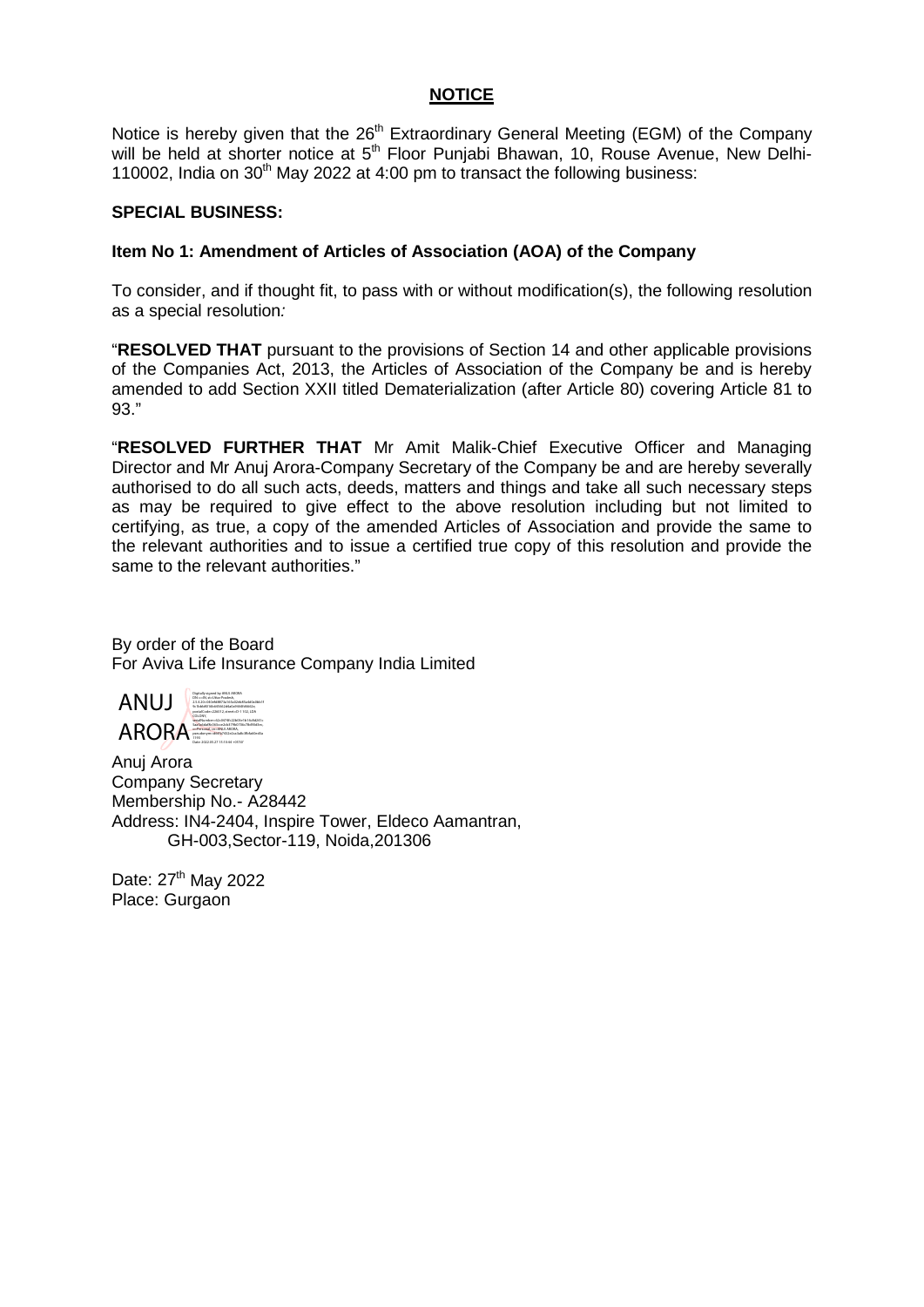# NOTICE

Notice is hereby given that the 26th Extraordinary General Meeting (EGM) of the Company will be held at shorter notice at 5th Floor Punjabi Bhawan, 10, Rouse Avenue, New Delhi-110002, India on 30th May 2022 at 4:00 pm to transact the following business:

**SPECIAL BUSINESS:**

**Item No 1: Amendment of Articles of Association (AOA) of the Company**

To consider, and if thought fit, to pass with or without modification(s), the following resolution as a special resolution*:*

"**RESOLVED THAT** pursuant to the provisions of Section 14 and other applicable provisions of the Companies Act, 2013, the Articles of Association of the Company be and is hereby amended to add Section XXII titled Dematerialization (after Article 80) covering Article 81 to 93."

"**RESOLVED FURTHER THAT** Mr Amit Malik-Chief Executive Officer and Managing Director and Mr Anuj Arora-Company Secretary of the Company be and are hereby severally authorised to do all such acts, deeds, matters and things and take all such necessary steps as may be required to give effect to the above resolution including but not limited to certifying, as true, a copy of the amended Articles of Association and provide the same to the relevant authorities and to issue a certified true copy of this resolution and provide the same to the relevant authorities."

By order of the Board
For Aviva Life Insurance Company India Limited

ANUJ ARORA

Anuj Arora
Company Secretary
Membership No.- A28442
Address: IN4-2404, Inspire Tower, Eldeco Aamantran,
GH-003,Sector-119, Noida,201306

Date: 27th May 2022
Place: Gurgaon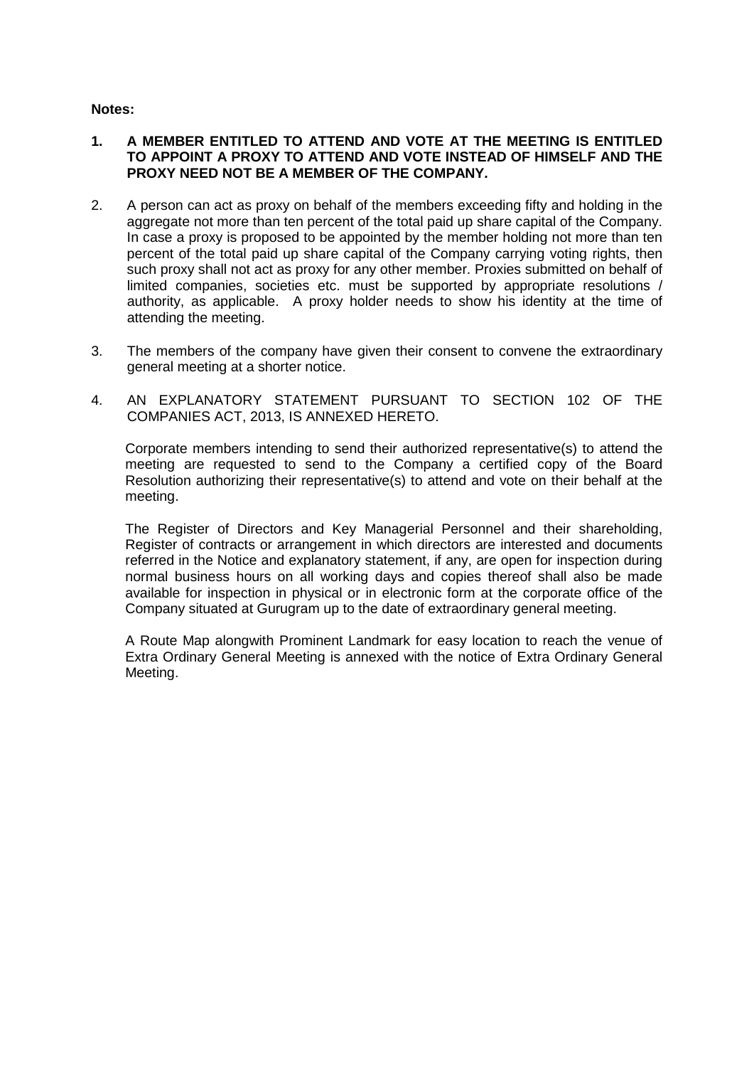**Notes:**

1. **A MEMBER ENTITLED TO ATTEND AND VOTE AT THE MEETING IS ENTITLED TO APPOINT A PROXY TO ATTEND AND VOTE INSTEAD OF HIMSELF AND THE PROXY NEED NOT BE A MEMBER OF THE COMPANY.**

2. A person can act as proxy on behalf of the members exceeding fifty and holding in the aggregate not more than ten percent of the total paid up share capital of the Company. In case a proxy is proposed to be appointed by the member holding not more than ten percent of the total paid up share capital of the Company carrying voting rights, then such proxy shall not act as proxy for any other member. Proxies submitted on behalf of limited companies, societies etc. must be supported by appropriate resolutions / authority, as applicable. A proxy holder needs to show his identity at the time of attending the meeting.

3. The members of the company have given their consent to convene the extraordinary general meeting at a shorter notice.

4. AN EXPLANATORY STATEMENT PURSUANT TO SECTION 102 OF THE COMPANIES ACT, 2013, IS ANNEXED HERETO.

   Corporate members intending to send their authorized representative(s) to attend the meeting are requested to send to the Company a certified copy of the Board Resolution authorizing their representative(s) to attend and vote on their behalf at the meeting.

   The Register of Directors and Key Managerial Personnel and their shareholding, Register of contracts or arrangement in which directors are interested and documents referred in the Notice and explanatory statement, if any, are open for inspection during normal business hours on all working days and copies thereof shall also be made available for inspection in physical or in electronic form at the corporate office of the Company situated at Gurugram up to the date of extraordinary general meeting.

   A Route Map alongwith Prominent Landmark for easy location to reach the venue of Extra Ordinary General Meeting is annexed with the notice of Extra Ordinary General Meeting.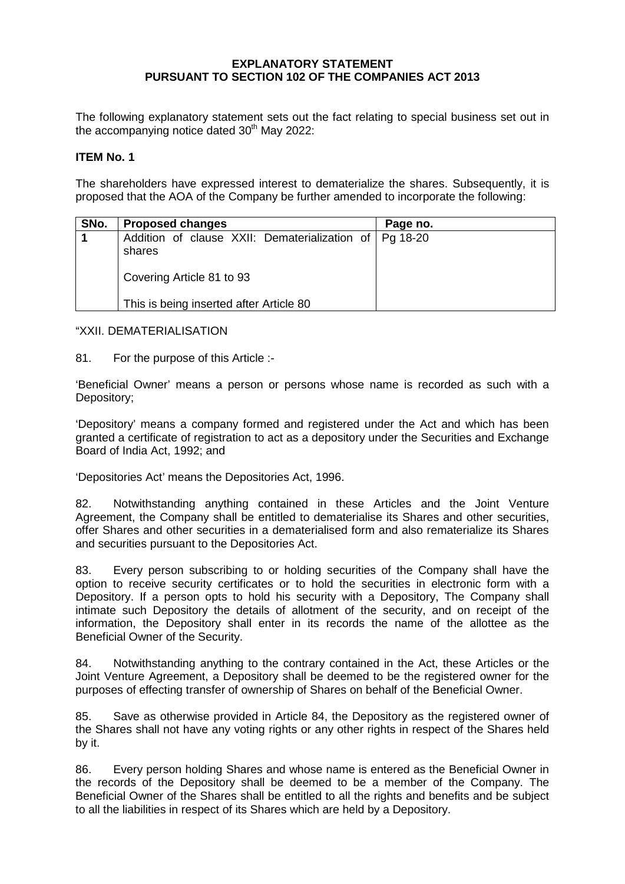**EXPLANATORY STATEMENT**
**PURSUANT TO SECTION 102 OF THE COMPANIES ACT 2013**

The following explanatory statement sets out the fact relating to special business set out in the accompanying notice dated 30th May 2022:

**ITEM No. 1**

The shareholders have expressed interest to dematerialize the shares. Subsequently, it is proposed that the AOA of the Company be further amended to incorporate the following:

| SNo. | Proposed changes | Page no. |
|---|---|---|
| 1 | Addition of clause XXII: Dematerialization of shares<br><br>Covering Article 81 to 93<br><br>This is being inserted after Article 80 | Pg 18-20 |

"XXII. DEMATERIALISATION

81. For the purpose of this Article :-

'Beneficial Owner' means a person or persons whose name is recorded as such with a Depository;

'Depository' means a company formed and registered under the Act and which has been granted a certificate of registration to act as a depository under the Securities and Exchange Board of India Act, 1992; and

'Depositories Act' means the Depositories Act, 1996.

82. Notwithstanding anything contained in these Articles and the Joint Venture Agreement, the Company shall be entitled to dematerialise its Shares and other securities, offer Shares and other securities in a dematerialised form and also rematerialize its Shares and securities pursuant to the Depositories Act.

83. Every person subscribing to or holding securities of the Company shall have the option to receive security certificates or to hold the securities in electronic form with a Depository. If a person opts to hold his security with a Depository, The Company shall intimate such Depository the details of allotment of the security, and on receipt of the information, the Depository shall enter in its records the name of the allottee as the Beneficial Owner of the Security.

84. Notwithstanding anything to the contrary contained in the Act, these Articles or the Joint Venture Agreement, a Depository shall be deemed to be the registered owner for the purposes of effecting transfer of ownership of Shares on behalf of the Beneficial Owner.

85. Save as otherwise provided in Article 84, the Depository as the registered owner of the Shares shall not have any voting rights or any other rights in respect of the Shares held by it.

86. Every person holding Shares and whose name is entered as the Beneficial Owner in the records of the Depository shall be deemed to be a member of the Company. The Beneficial Owner of the Shares shall be entitled to all the rights and benefits and be subject to all the liabilities in respect of its Shares which are held by a Depository.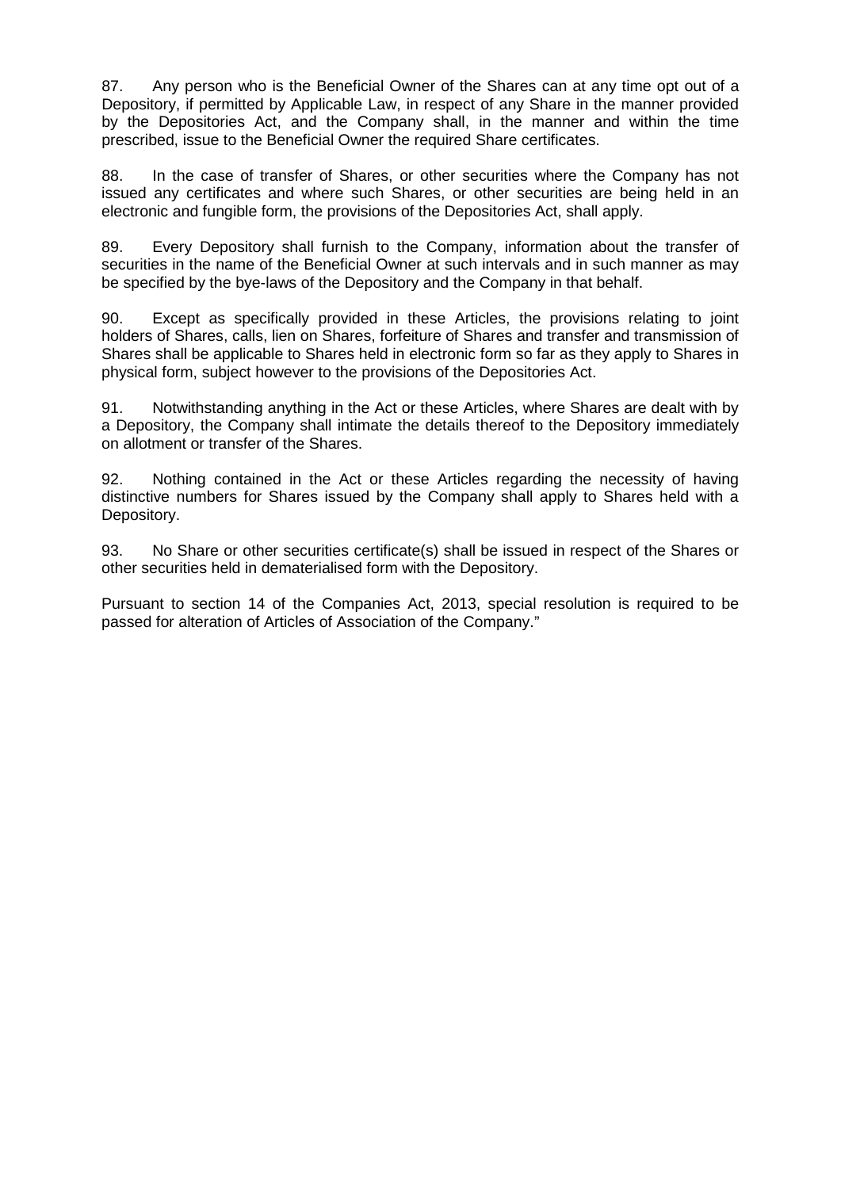87. Any person who is the Beneficial Owner of the Shares can at any time opt out of a Depository, if permitted by Applicable Law, in respect of any Share in the manner provided by the Depositories Act, and the Company shall, in the manner and within the time prescribed, issue to the Beneficial Owner the required Share certificates.

88. In the case of transfer of Shares, or other securities where the Company has not issued any certificates and where such Shares, or other securities are being held in an electronic and fungible form, the provisions of the Depositories Act, shall apply.

89. Every Depository shall furnish to the Company, information about the transfer of securities in the name of the Beneficial Owner at such intervals and in such manner as may be specified by the bye-laws of the Depository and the Company in that behalf.

90. Except as specifically provided in these Articles, the provisions relating to joint holders of Shares, calls, lien on Shares, forfeiture of Shares and transfer and transmission of Shares shall be applicable to Shares held in electronic form so far as they apply to Shares in physical form, subject however to the provisions of the Depositories Act.

91. Notwithstanding anything in the Act or these Articles, where Shares are dealt with by a Depository, the Company shall intimate the details thereof to the Depository immediately on allotment or transfer of the Shares.

92. Nothing contained in the Act or these Articles regarding the necessity of having distinctive numbers for Shares issued by the Company shall apply to Shares held with a Depository.

93. No Share or other securities certificate(s) shall be issued in respect of the Shares or other securities held in dematerialised form with the Depository.

Pursuant to section 14 of the Companies Act, 2013, special resolution is required to be passed for alteration of Articles of Association of the Company."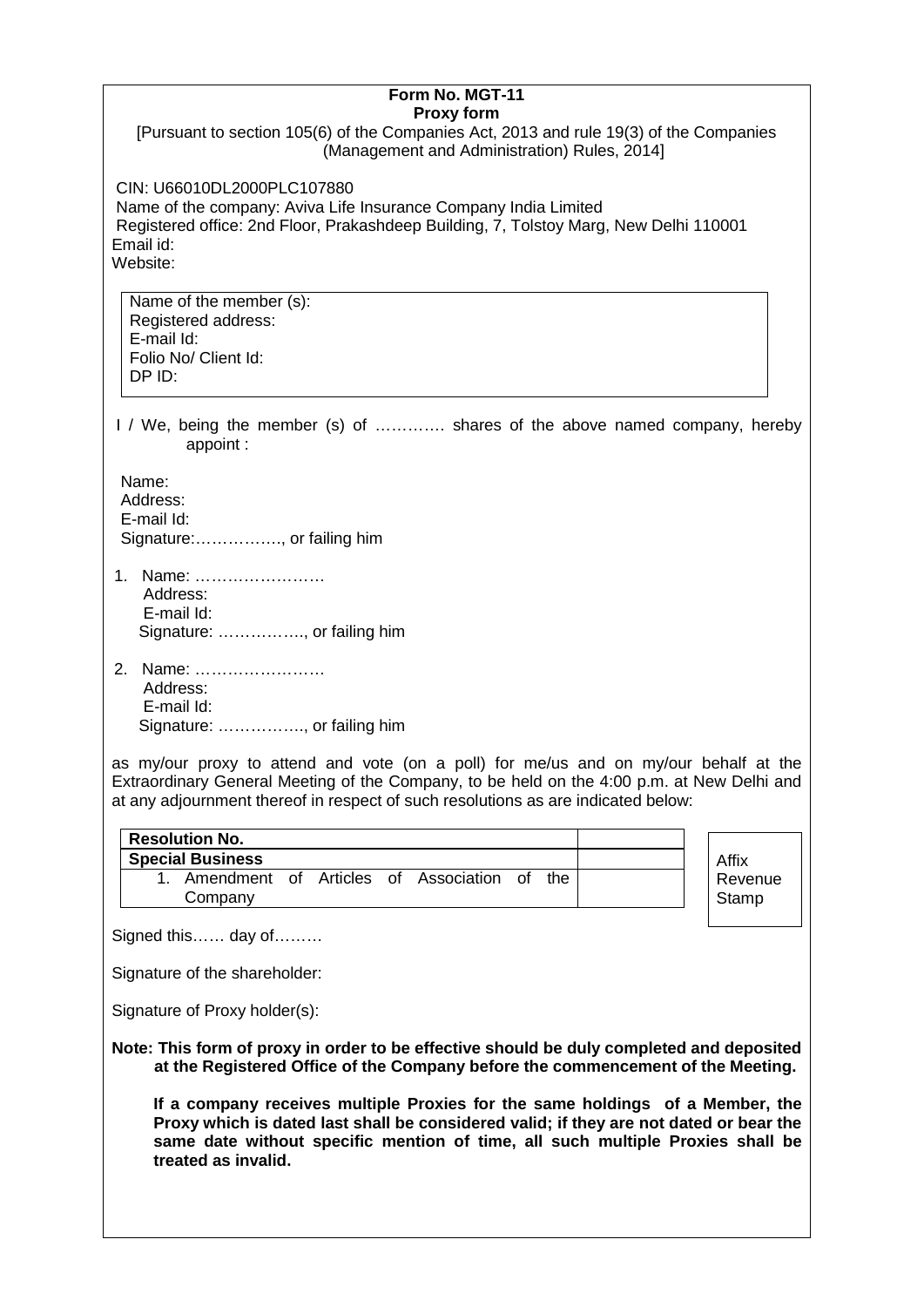**Form No. MGT-11**
**Proxy form**

[Pursuant to section 105(6) of the Companies Act, 2013 and rule 19(3) of the Companies (Management and Administration) Rules, 2014]

CIN: U66010DL2000PLC107880
Name of the company: Aviva Life Insurance Company India Limited
Registered office: 2nd Floor, Prakashdeep Building, 7, Tolstoy Marg, New Delhi 110001
Email id:
Website:

Name of the member (s):
Registered address:
E-mail Id:
Folio No/ Client Id:
DP ID:

I / We, being the member (s) of …………. shares of the above named company, hereby appoint :

Name:
Address:
E-mail Id:
Signature:……………., or failing him

1. Name: ……………………
   Address:
   E-mail Id:
   Signature: ……………., or failing him

2. Name: ……………………
   Address:
   E-mail Id:
   Signature: ……………., or failing him

as my/our proxy to attend and vote (on a poll) for me/us and on my/our behalf at the Extraordinary General Meeting of the Company, to be held on the 4:00 p.m. at New Delhi and at any adjournment thereof in respect of such resolutions as are indicated below:

| **Resolution No.** | |
|---|---|
| **Special Business** | |
| 1. Amendment of Articles of Association of the Company | |

Affix Revenue Stamp

Signed this…… day of………

Signature of the shareholder:

Signature of Proxy holder(s):

**Note: This form of proxy in order to be effective should be duly completed and deposited at the Registered Office of the Company before the commencement of the Meeting.**

**If a company receives multiple Proxies for the same holdings of a Member, the Proxy which is dated last shall be considered valid; if they are not dated or bear the same date without specific mention of time, all such multiple Proxies shall be treated as invalid.**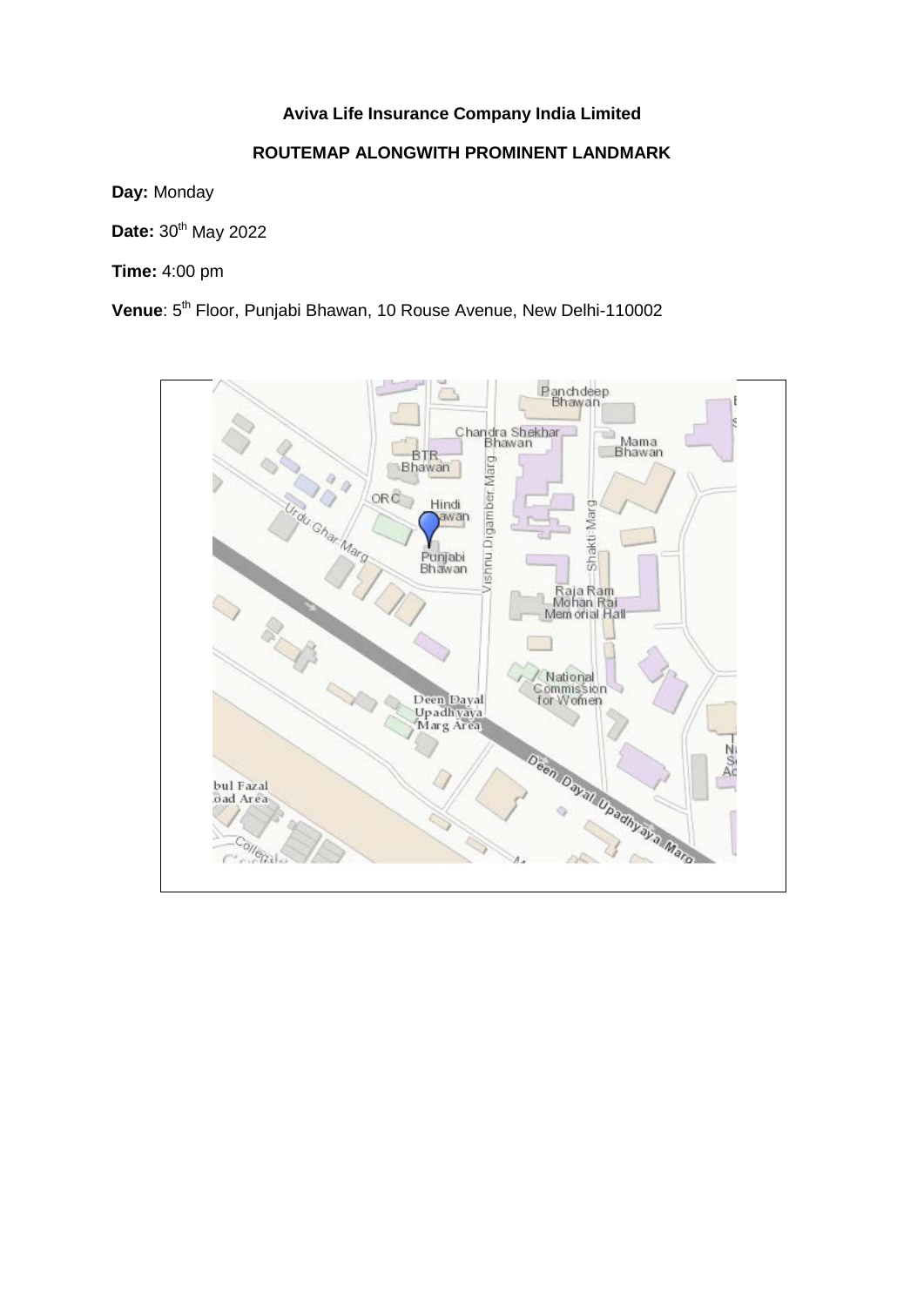**Aviva Life Insurance Company India Limited**

**ROUTEMAP ALONGWITH PROMINENT LANDMARK**

**Day:** Monday

**Date:** 30th May 2022

**Time:** 4:00 pm

**Venue**: 5th Floor, Punjabi Bhawan, 10 Rouse Avenue, New Delhi-110002